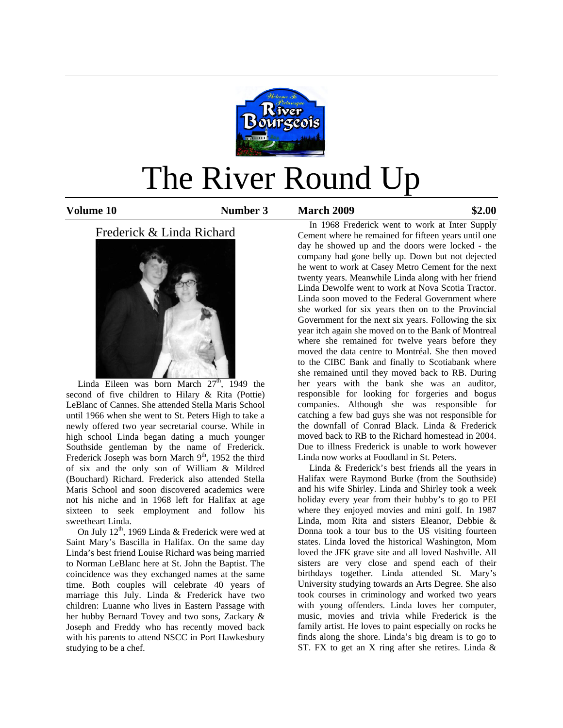# The River Round Up

**Volume 10** **Number 3** **March 2009** **$2.00**

## Frederick & Linda Richard

Linda Eileen was born March 27th, 1949 the second of five children to Hilary & Rita (Pottie) LeBlanc of Cannes. She attended Stella Maris School until 1966 when she went to St. Peters High to take a newly offered two year secretarial course. While in high school Linda began dating a much younger Southside gentleman by the name of Frederick. Frederick Joseph was born March 9th, 1952 the third of six and the only son of William & Mildred (Bouchard) Richard. Frederick also attended Stella Maris School and soon discovered academics were not his niche and in 1968 left for Halifax at age sixteen to seek employment and follow his sweetheart Linda.

On July 12th, 1969 Linda & Frederick were wed at Saint Mary's Bascilla in Halifax. On the same day Linda's best friend Louise Richard was being married to Norman LeBlanc here at St. John the Baptist. The coincidence was they exchanged names at the same time. Both couples will celebrate 40 years of marriage this July. Linda & Frederick have two children: Luanne who lives in Eastern Passage with her hubby Bernard Tovey and two sons, Zackary & Joseph and Freddy who has recently moved back with his parents to attend NSCC in Port Hawkesbury studying to be a chef.

In 1968 Frederick went to work at Inter Supply Cement where he remained for fifteen years until one day he showed up and the doors were locked - the company had gone belly up. Down but not dejected he went to work at Casey Metro Cement for the next twenty years. Meanwhile Linda along with her friend Linda Dewolfe went to work at Nova Scotia Tractor. Linda soon moved to the Federal Government where she worked for six years then on to the Provincial Government for the next six years. Following the six year itch again she moved on to the Bank of Montreal where she remained for twelve years before they moved the data centre to Montréal. She then moved to the CIBC Bank and finally to Scotiabank where she remained until they moved back to RB. During her years with the bank she was an auditor, responsible for looking for forgeries and bogus companies. Although she was responsible for catching a few bad guys she was not responsible for the downfall of Conrad Black. Linda & Frederick moved back to RB to the Richard homestead in 2004. Due to illness Frederick is unable to work however Linda now works at Foodland in St. Peters.

Linda & Frederick's best friends all the years in Halifax were Raymond Burke (from the Southside) and his wife Shirley. Linda and Shirley took a week holiday every year from their hubby's to go to PEI where they enjoyed movies and mini golf. In 1987 Linda, mom Rita and sisters Eleanor, Debbie & Donna took a tour bus to the US visiting fourteen states. Linda loved the historical Washington, Mom loved the JFK grave site and all loved Nashville. All sisters are very close and spend each of their birthdays together. Linda attended St. Mary's University studying towards an Arts Degree. She also took courses in criminology and worked two years with young offenders. Linda loves her computer, music, movies and trivia while Frederick is the family artist. He loves to paint especially on rocks he finds along the shore. Linda's big dream is to go to ST. FX to get an X ring after she retires. Linda &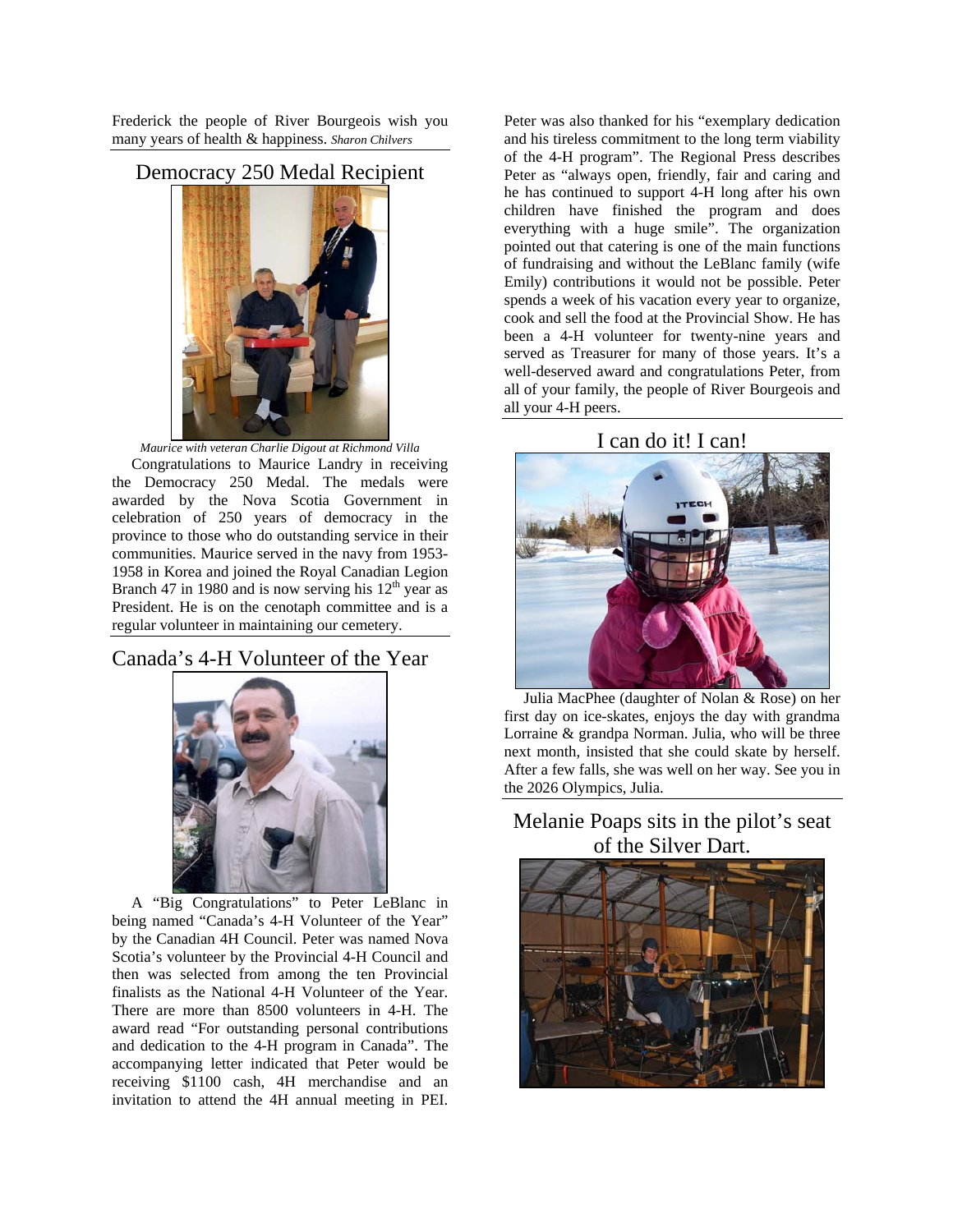Frederick the people of River Bourgeois wish you many years of health & happiness. *Sharon Chilvers*

## Democracy 250 Medal Recipient

*Maurice with veteran Charlie Digout at Richmond Villa*

Congratulations to Maurice Landry in receiving the Democracy 250 Medal. The medals were awarded by the Nova Scotia Government in celebration of 250 years of democracy in the province to those who do outstanding service in their communities. Maurice served in the navy from 1953-1958 in Korea and joined the Royal Canadian Legion Branch 47 in 1980 and is now serving his 12th year as President. He is on the cenotaph committee and is a regular volunteer in maintaining our cemetery.

## Canada's 4-H Volunteer of the Year

A "Big Congratulations" to Peter LeBlanc in being named "Canada's 4-H Volunteer of the Year" by the Canadian 4H Council. Peter was named Nova Scotia's volunteer by the Provincial 4-H Council and then was selected from among the ten Provincial finalists as the National 4-H Volunteer of the Year. There are more than 8500 volunteers in 4-H. The award read "For outstanding personal contributions and dedication to the 4-H program in Canada". The accompanying letter indicated that Peter would be receiving $1100 cash, 4H merchandise and an invitation to attend the 4H annual meeting in PEI. Peter was also thanked for his "exemplary dedication and his tireless commitment to the long term viability of the 4-H program". The Regional Press describes Peter as "always open, friendly, fair and caring and he has continued to support 4-H long after his own children have finished the program and does everything with a huge smile". The organization pointed out that catering is one of the main functions of fundraising and without the LeBlanc family (wife Emily) contributions it would not be possible. Peter spends a week of his vacation every year to organize, cook and sell the food at the Provincial Show. He has been a 4-H volunteer for twenty-nine years and served as Treasurer for many of those years. It's a well-deserved award and congratulations Peter, from all of your family, the people of River Bourgeois and all your 4-H peers.

## I can do it! I can!

Julia MacPhee (daughter of Nolan & Rose) on her first day on ice-skates, enjoys the day with grandma Lorraine & grandpa Norman. Julia, who will be three next month, insisted that she could skate by herself. After a few falls, she was well on her way. See you in the 2026 Olympics, Julia.

## Melanie Poaps sits in the pilot's seat of the Silver Dart.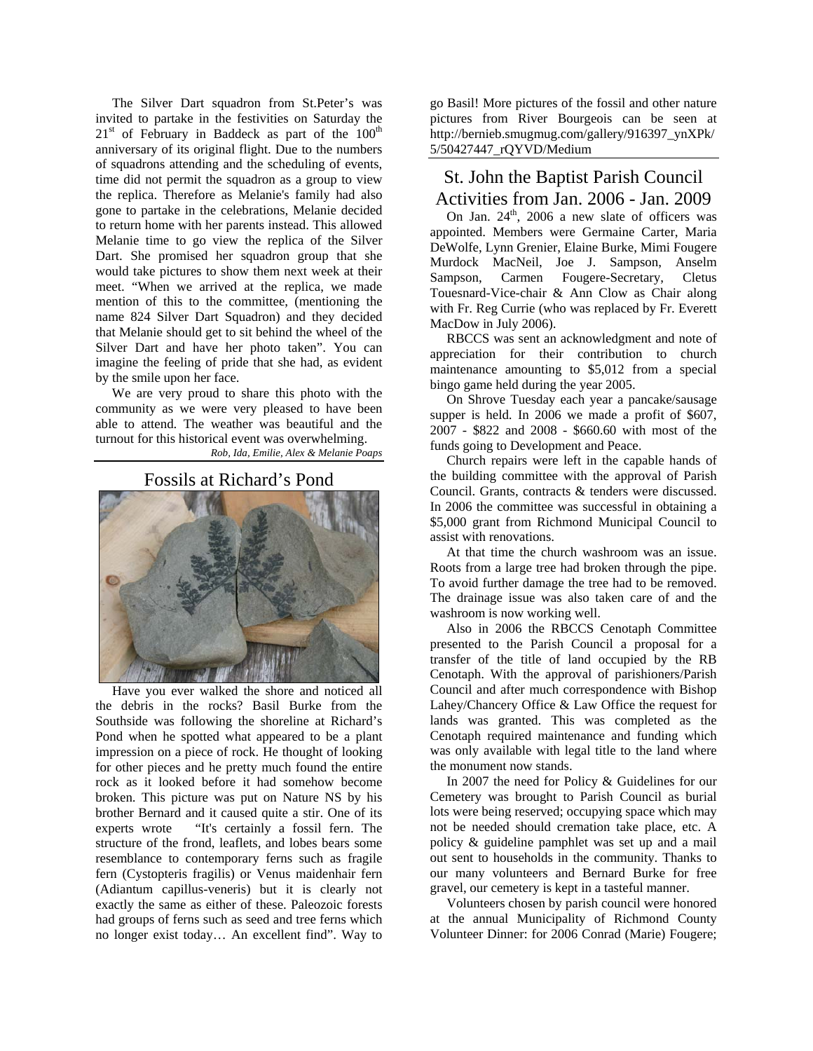The Silver Dart squadron from St.Peter's was invited to partake in the festivities on Saturday the 21st of February in Baddeck as part of the 100th anniversary of its original flight. Due to the numbers of squadrons attending and the scheduling of events, time did not permit the squadron as a group to view the replica. Therefore as Melanie's family had also gone to partake in the celebrations, Melanie decided to return home with her parents instead. This allowed Melanie time to go view the replica of the Silver Dart. She promised her squadron group that she would take pictures to show them next week at their meet. "When we arrived at the replica, we made mention of this to the committee, (mentioning the name 824 Silver Dart Squadron) and they decided that Melanie should get to sit behind the wheel of the Silver Dart and have her photo taken". You can imagine the feeling of pride that she had, as evident by the smile upon her face.

We are very proud to share this photo with the community as we were very pleased to have been able to attend. The weather was beautiful and the turnout for this historical event was overwhelming.

*Rob, Ida, Emilie, Alex & Melanie Poaps*

## Fossils at Richard's Pond

Have you ever walked the shore and noticed all the debris in the rocks? Basil Burke from the Southside was following the shoreline at Richard's Pond when he spotted what appeared to be a plant impression on a piece of rock. He thought of looking for other pieces and he pretty much found the entire rock as it looked before it had somehow become broken. This picture was put on Nature NS by his brother Bernard and it caused quite a stir. One of its experts wrote "It's certainly a fossil fern. The structure of the frond, leaflets, and lobes bears some resemblance to contemporary ferns such as fragile fern (Cystopteris fragilis) or Venus maidenhair fern (Adiantum capillus-veneris) but it is clearly not exactly the same as either of these. Paleozoic forests had groups of ferns such as seed and tree ferns which no longer exist today… An excellent find". Way to go Basil! More pictures of the fossil and other nature pictures from River Bourgeois can be seen at http://bernieb.smugmug.com/gallery/916397_ynXPk/5/50427447_rQYVD/Medium

## St. John the Baptist Parish Council Activities from Jan. 2006 - Jan. 2009

On Jan. 24th, 2006 a new slate of officers was appointed. Members were Germaine Carter, Maria DeWolfe, Lynn Grenier, Elaine Burke, Mimi Fougere Murdock MacNeil, Joe J. Sampson, Anselm Sampson, Carmen Fougere-Secretary, Cletus Touesnard-Vice-chair & Ann Clow as Chair along with Fr. Reg Currie (who was replaced by Fr. Everett MacDow in July 2006).

RBCCS was sent an acknowledgment and note of appreciation for their contribution to church maintenance amounting to $5,012 from a special bingo game held during the year 2005.

On Shrove Tuesday each year a pancake/sausage supper is held. In 2006 we made a profit of $607, 2007 - $822 and 2008 - $660.60 with most of the funds going to Development and Peace.

Church repairs were left in the capable hands of the building committee with the approval of Parish Council. Grants, contracts & tenders were discussed. In 2006 the committee was successful in obtaining a $5,000 grant from Richmond Municipal Council to assist with renovations.

At that time the church washroom was an issue. Roots from a large tree had broken through the pipe. To avoid further damage the tree had to be removed. The drainage issue was also taken care of and the washroom is now working well.

Also in 2006 the RBCCS Cenotaph Committee presented to the Parish Council a proposal for a transfer of the title of land occupied by the RB Cenotaph. With the approval of parishioners/Parish Council and after much correspondence with Bishop Lahey/Chancery Office & Law Office the request for lands was granted. This was completed as the Cenotaph required maintenance and funding which was only available with legal title to the land where the monument now stands.

In 2007 the need for Policy & Guidelines for our Cemetery was brought to Parish Council as burial lots were being reserved; occupying space which may not be needed should cremation take place, etc. A policy & guideline pamphlet was set up and a mail out sent to households in the community. Thanks to our many volunteers and Bernard Burke for free gravel, our cemetery is kept in a tasteful manner.

Volunteers chosen by parish council were honored at the annual Municipality of Richmond County Volunteer Dinner: for 2006 Conrad (Marie) Fougere;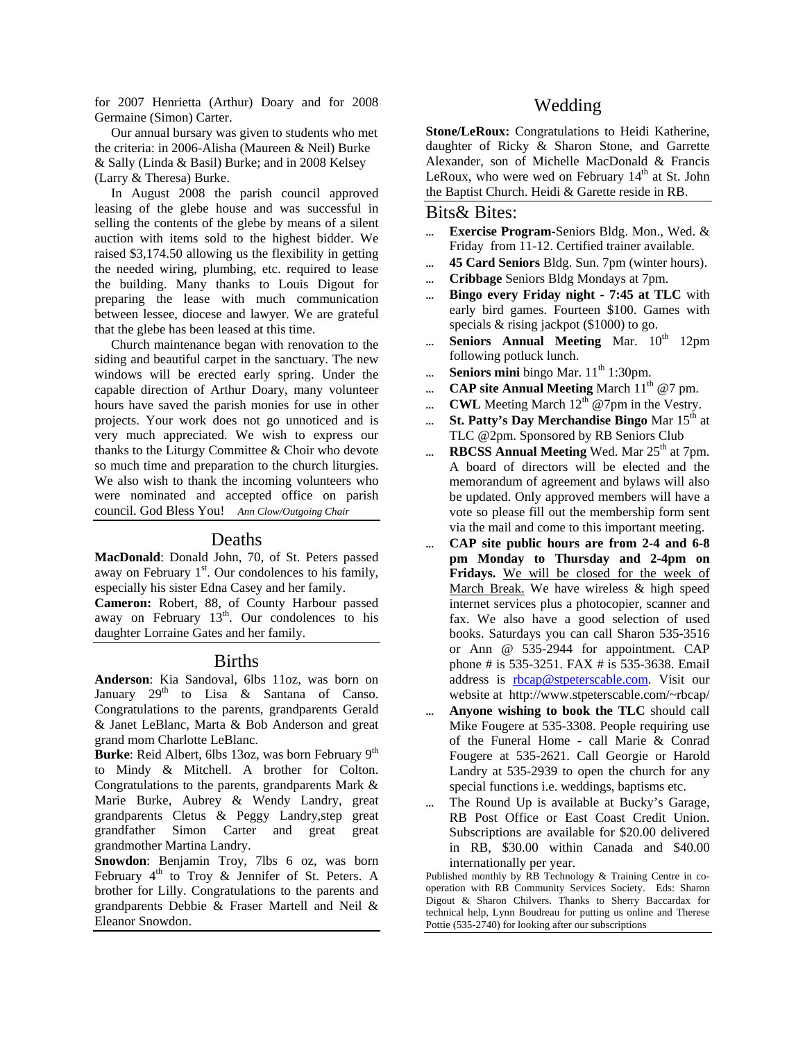for 2007 Henrietta (Arthur) Doary and for 2008 Germaine (Simon) Carter.

Our annual bursary was given to students who met the criteria: in 2006-Alisha (Maureen & Neil) Burke & Sally (Linda & Basil) Burke; and in 2008 Kelsey (Larry & Theresa) Burke.

In August 2008 the parish council approved leasing of the glebe house and was successful in selling the contents of the glebe by means of a silent auction with items sold to the highest bidder. We raised $3,174.50 allowing us the flexibility in getting the needed wiring, plumbing, etc. required to lease the building. Many thanks to Louis Digout for preparing the lease with much communication between lessee, diocese and lawyer. We are grateful that the glebe has been leased at this time.

Church maintenance began with renovation to the siding and beautiful carpet in the sanctuary. The new windows will be erected early spring. Under the capable direction of Arthur Doary, many volunteer hours have saved the parish monies for use in other projects. Your work does not go unnoticed and is very much appreciated. We wish to express our thanks to the Liturgy Committee & Choir who devote so much time and preparation to the church liturgies. We also wish to thank the incoming volunteers who were nominated and accepted office on parish council. God Bless You! *Ann Clow/Outgoing Chair*

## Deaths

**MacDonald**: Donald John, 70, of St. Peters passed away on February 1st. Our condolences to his family, especially his sister Edna Casey and her family.

**Cameron:** Robert, 88, of County Harbour passed away on February 13th. Our condolences to his daughter Lorraine Gates and her family.

## Births

**Anderson**: Kia Sandoval, 6lbs 11oz, was born on January 29th to Lisa & Santana of Canso. Congratulations to the parents, grandparents Gerald & Janet LeBlanc, Marta & Bob Anderson and great grand mom Charlotte LeBlanc.

**Burke**: Reid Albert, 6lbs 13oz, was born February 9th to Mindy & Mitchell. A brother for Colton. Congratulations to the parents, grandparents Mark & Marie Burke, Aubrey & Wendy Landry, great grandparents Cletus & Peggy Landry,step great grandfather Simon Carter and great great grandmother Martina Landry.

**Snowdon**: Benjamin Troy, 7lbs 6 oz, was born February 4th to Troy & Jennifer of St. Peters. A brother for Lilly. Congratulations to the parents and grandparents Debbie & Fraser Martell and Neil & Eleanor Snowdon.

## Wedding

**Stone/LeRoux:** Congratulations to Heidi Katherine, daughter of Ricky & Sharon Stone, and Garrette Alexander, son of Michelle MacDonald & Francis LeRoux, who were wed on February 14th at St. John the Baptist Church. Heidi & Garette reside in RB.

## Bits& Bites:

- **Exercise Program**-Seniors Bldg. Mon., Wed. & Friday from 11-12. Certified trainer available.
- **45 Card Seniors** Bldg. Sun. 7pm (winter hours).
- **Cribbage** Seniors Bldg Mondays at 7pm.
- **Bingo every Friday night - 7:45 at TLC** with early bird games. Fourteen $100. Games with specials & rising jackpot ($1000) to go.
- **Seniors Annual Meeting** Mar. 10th 12pm following potluck lunch.
- **Seniors mini** bingo Mar. 11th 1:30pm.
- **CAP site Annual Meeting** March 11th @7 pm.
- **CWL** Meeting March 12th @7pm in the Vestry.
- **St. Patty's Day Merchandise Bingo** Mar 15th at TLC @2pm. Sponsored by RB Seniors Club
- **RBCSS Annual Meeting** Wed. Mar 25th at 7pm. A board of directors will be elected and the memorandum of agreement and bylaws will also be updated. Only approved members will have a vote so please fill out the membership form sent via the mail and come to this important meeting.
- **CAP site public hours are from 2-4 and 6-8 pm Monday to Thursday and 2-4pm on Fridays.** We will be closed for the week of March Break. We have wireless & high speed internet services plus a photocopier, scanner and fax. We also have a good selection of used books. Saturdays you can call Sharon 535-3516 or Ann @ 535-2944 for appointment. CAP phone # is 535-3251. FAX # is 535-3638. Email address is rbcap@stpeterscable.com. Visit our website at http://www.stpeterscable.com/~rbcap/
- **Anyone wishing to book the TLC** should call Mike Fougere at 535-3308. People requiring use of the Funeral Home - call Marie & Conrad Fougere at 535-2621. Call Georgie or Harold Landry at 535-2939 to open the church for any special functions i.e. weddings, baptisms etc.
- The Round Up is available at Bucky's Garage, RB Post Office or East Coast Credit Union. Subscriptions are available for $20.00 delivered in RB, $30.00 within Canada and $40.00 internationally per year.

Published monthly by RB Technology & Training Centre in co-operation with RB Community Services Society. Eds: Sharon Digout & Sharon Chilvers. Thanks to Sherry Baccardax for technical help, Lynn Boudreau for putting us online and Therese Pottie (535-2740) for looking after our subscriptions